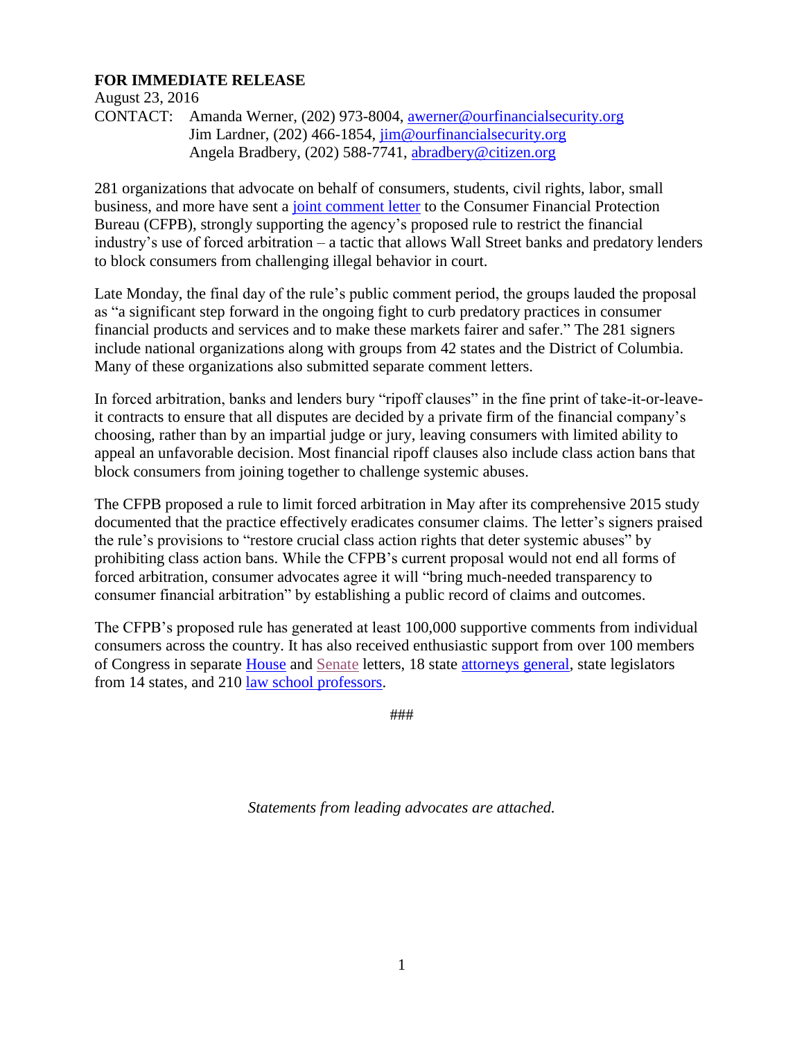**FOR IMMEDIATE RELEASE**

August 23, 2016

CONTACT: Amanda Werner, (202) 973-8004, awerner@ourfinancialsecurity.org
Jim Lardner, (202) 466-1854, jim@ourfinancialsecurity.org
Angela Bradbery, (202) 588-7741, abradbery@citizen.org

281 organizations that advocate on behalf of consumers, students, civil rights, labor, small business, and more have sent a joint comment letter to the Consumer Financial Protection Bureau (CFPB), strongly supporting the agency's proposed rule to restrict the financial industry's use of forced arbitration – a tactic that allows Wall Street banks and predatory lenders to block consumers from challenging illegal behavior in court.

Late Monday, the final day of the rule's public comment period, the groups lauded the proposal as "a significant step forward in the ongoing fight to curb predatory practices in consumer financial products and services and to make these markets fairer and safer." The 281 signers include national organizations along with groups from 42 states and the District of Columbia. Many of these organizations also submitted separate comment letters.

In forced arbitration, banks and lenders bury "ripoff clauses" in the fine print of take-it-or-leave-it contracts to ensure that all disputes are decided by a private firm of the financial company's choosing, rather than by an impartial judge or jury, leaving consumers with limited ability to appeal an unfavorable decision. Most financial ripoff clauses also include class action bans that block consumers from joining together to challenge systemic abuses.

The CFPB proposed a rule to limit forced arbitration in May after its comprehensive 2015 study documented that the practice effectively eradicates consumer claims. The letter's signers praised the rule's provisions to "restore crucial class action rights that deter systemic abuses" by prohibiting class action bans. While the CFPB's current proposal would not end all forms of forced arbitration, consumer advocates agree it will "bring much-needed transparency to consumer financial arbitration" by establishing a public record of claims and outcomes.

The CFPB's proposed rule has generated at least 100,000 supportive comments from individual consumers across the country. It has also received enthusiastic support from over 100 members of Congress in separate House and Senate letters, 18 state attorneys general, state legislators from 14 states, and 210 law school professors.

###

*Statements from leading advocates are attached.*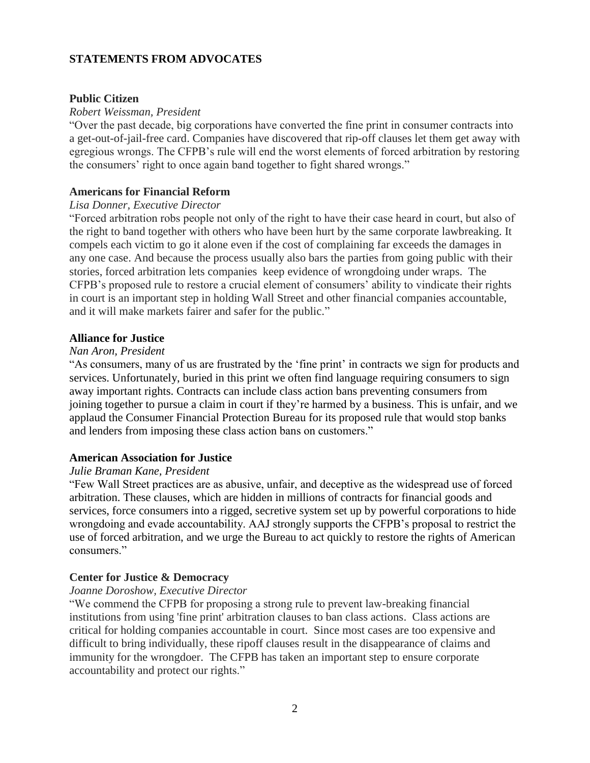## STATEMENTS FROM ADVOCATES

**Public Citizen**

*Robert Weissman, President*

"Over the past decade, big corporations have converted the fine print in consumer contracts into a get-out-of-jail-free card. Companies have discovered that rip-off clauses let them get away with egregious wrongs. The CFPB's rule will end the worst elements of forced arbitration by restoring the consumers' right to once again band together to fight shared wrongs."

**Americans for Financial Reform**

*Lisa Donner, Executive Director*

"Forced arbitration robs people not only of the right to have their case heard in court, but also of the right to band together with others who have been hurt by the same corporate lawbreaking. It compels each victim to go it alone even if the cost of complaining far exceeds the damages in any one case. And because the process usually also bars the parties from going public with their stories, forced arbitration lets companies keep evidence of wrongdoing under wraps. The CFPB's proposed rule to restore a crucial element of consumers' ability to vindicate their rights in court is an important step in holding Wall Street and other financial companies accountable, and it will make markets fairer and safer for the public."

**Alliance for Justice**

*Nan Aron, President*

"As consumers, many of us are frustrated by the 'fine print' in contracts we sign for products and services. Unfortunately, buried in this print we often find language requiring consumers to sign away important rights. Contracts can include class action bans preventing consumers from joining together to pursue a claim in court if they're harmed by a business. This is unfair, and we applaud the Consumer Financial Protection Bureau for its proposed rule that would stop banks and lenders from imposing these class action bans on customers."

**American Association for Justice**

*Julie Braman Kane, President*

"Few Wall Street practices are as abusive, unfair, and deceptive as the widespread use of forced arbitration. These clauses, which are hidden in millions of contracts for financial goods and services, force consumers into a rigged, secretive system set up by powerful corporations to hide wrongdoing and evade accountability. AAJ strongly supports the CFPB's proposal to restrict the use of forced arbitration, and we urge the Bureau to act quickly to restore the rights of American consumers."

**Center for Justice & Democracy**

*Joanne Doroshow, Executive Director*

"We commend the CFPB for proposing a strong rule to prevent law-breaking financial institutions from using 'fine print' arbitration clauses to ban class actions. Class actions are critical for holding companies accountable in court. Since most cases are too expensive and difficult to bring individually, these ripoff clauses result in the disappearance of claims and immunity for the wrongdoer. The CFPB has taken an important step to ensure corporate accountability and protect our rights."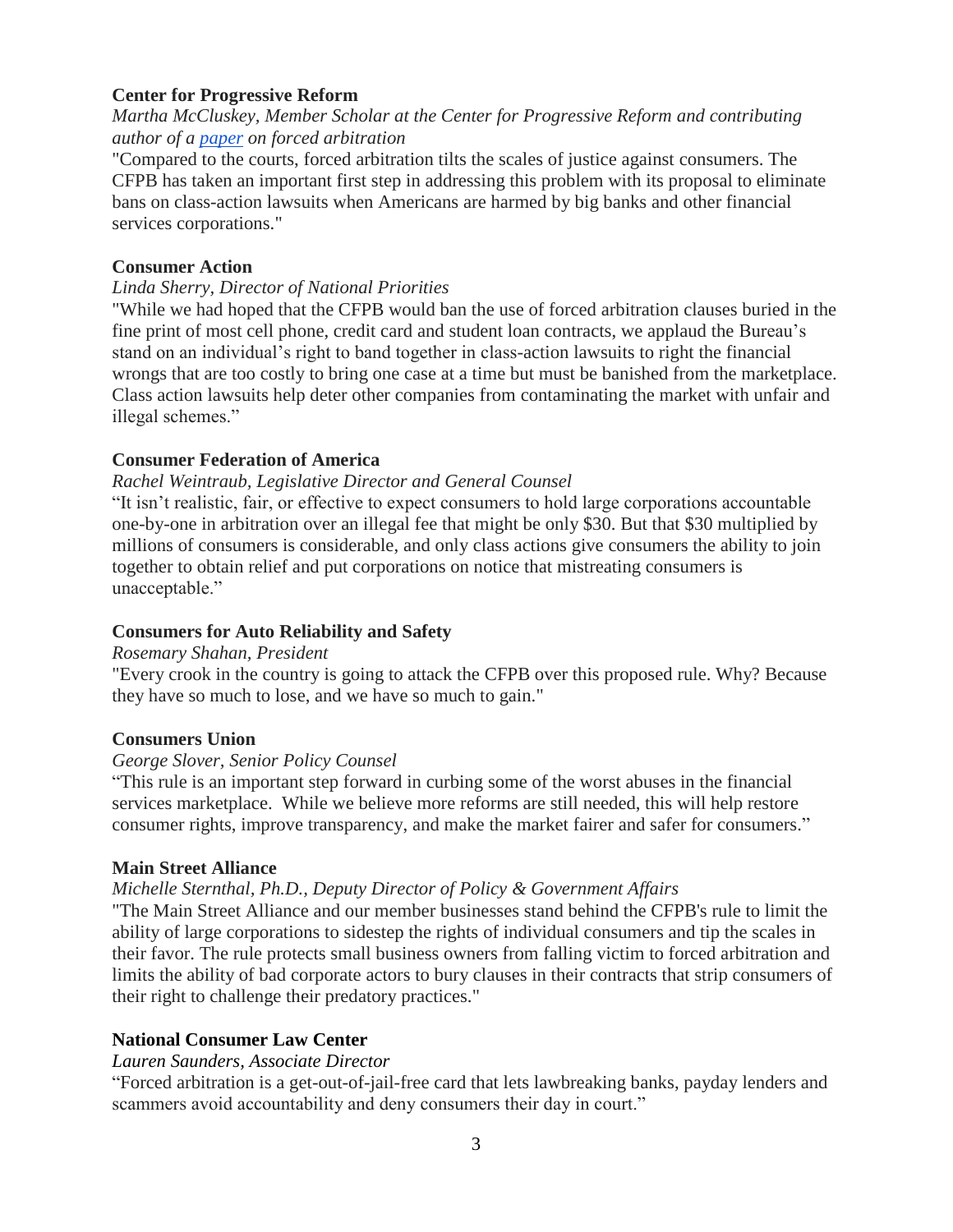**Center for Progressive Reform**

*Martha McCluskey, Member Scholar at the Center for Progressive Reform and contributing author of a paper on forced arbitration*

"Compared to the courts, forced arbitration tilts the scales of justice against consumers. The CFPB has taken an important first step in addressing this problem with its proposal to eliminate bans on class-action lawsuits when Americans are harmed by big banks and other financial services corporations."

**Consumer Action**

*Linda Sherry, Director of National Priorities*

"While we had hoped that the CFPB would ban the use of forced arbitration clauses buried in the fine print of most cell phone, credit card and student loan contracts, we applaud the Bureau's stand on an individual's right to band together in class-action lawsuits to right the financial wrongs that are too costly to bring one case at a time but must be banished from the marketplace. Class action lawsuits help deter other companies from contaminating the market with unfair and illegal schemes."

**Consumer Federation of America**

*Rachel Weintraub, Legislative Director and General Counsel*

"It isn't realistic, fair, or effective to expect consumers to hold large corporations accountable one-by-one in arbitration over an illegal fee that might be only $30. But that $30 multiplied by millions of consumers is considerable, and only class actions give consumers the ability to join together to obtain relief and put corporations on notice that mistreating consumers is unacceptable."

**Consumers for Auto Reliability and Safety**

*Rosemary Shahan, President*

"Every crook in the country is going to attack the CFPB over this proposed rule. Why? Because they have so much to lose, and we have so much to gain."

**Consumers Union**

*George Slover, Senior Policy Counsel*

"This rule is an important step forward in curbing some of the worst abuses in the financial services marketplace. While we believe more reforms are still needed, this will help restore consumer rights, improve transparency, and make the market fairer and safer for consumers."

**Main Street Alliance**

*Michelle Sternthal, Ph.D., Deputy Director of Policy & Government Affairs*

"The Main Street Alliance and our member businesses stand behind the CFPB's rule to limit the ability of large corporations to sidestep the rights of individual consumers and tip the scales in their favor. The rule protects small business owners from falling victim to forced arbitration and limits the ability of bad corporate actors to bury clauses in their contracts that strip consumers of their right to challenge their predatory practices."

**National Consumer Law Center**

*Lauren Saunders, Associate Director*

"Forced arbitration is a get-out-of-jail-free card that lets lawbreaking banks, payday lenders and scammers avoid accountability and deny consumers their day in court."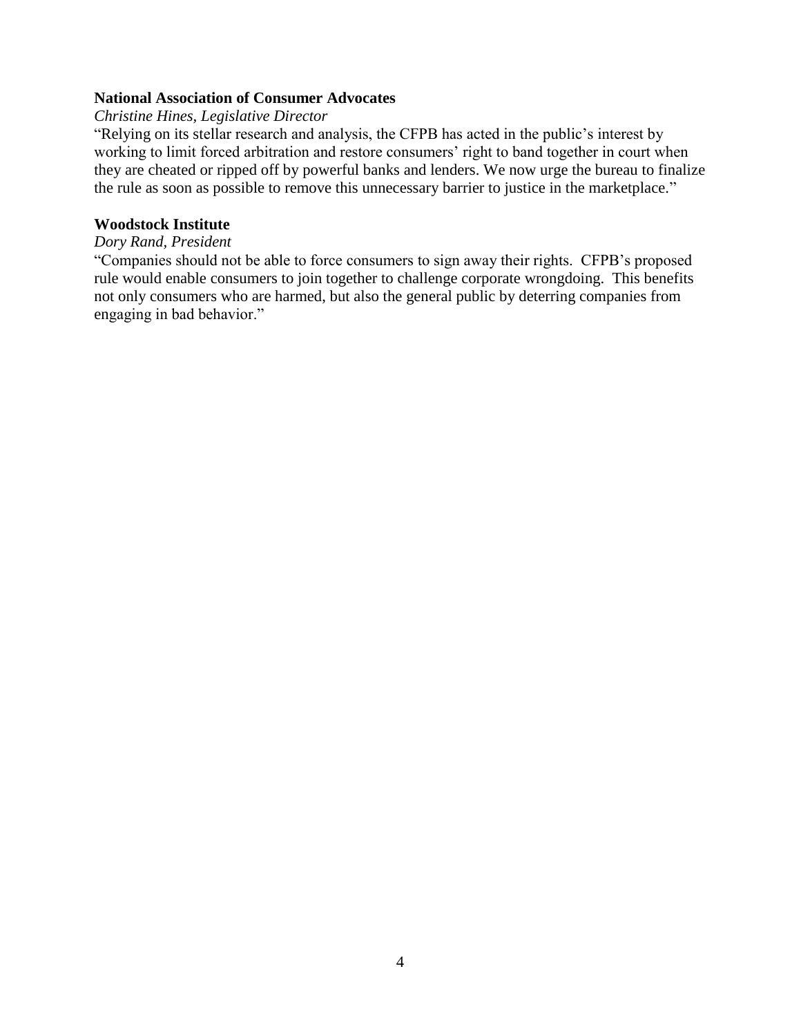**National Association of Consumer Advocates**

*Christine Hines, Legislative Director*

"Relying on its stellar research and analysis, the CFPB has acted in the public's interest by working to limit forced arbitration and restore consumers' right to band together in court when they are cheated or ripped off by powerful banks and lenders. We now urge the bureau to finalize the rule as soon as possible to remove this unnecessary barrier to justice in the marketplace."

**Woodstock Institute**

*Dory Rand, President*

"Companies should not be able to force consumers to sign away their rights. CFPB's proposed rule would enable consumers to join together to challenge corporate wrongdoing. This benefits not only consumers who are harmed, but also the general public by deterring companies from engaging in bad behavior."